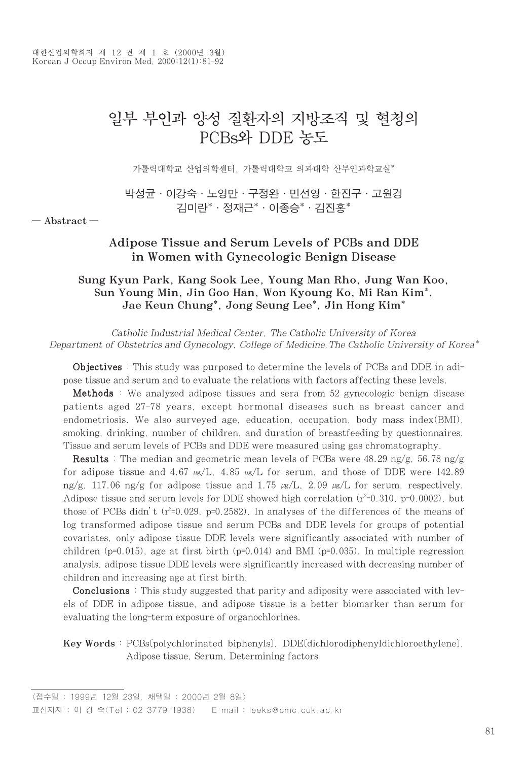# 일부 부인과 양성 질환자의 지방조직 및 혈청의 PCBs와 DDE 농도

가톨릭대학교 산업의학센터, 가톨릭대학교 의과대학 산부인과학교실*

박성균 · 이강숙 · 노영만 · 구정완 · 민선영 · 한진구 · 고원경
김미란* · 정재근* · 이종승* · 김진홍*

— Abstract —

## Adipose Tissue and Serum Levels of PCBs and DDE in Women with Gynecologic Benign Disease

**Sung Kyun Park, Kang Sook Lee, Young Man Rho, Jung Wan Koo, Sun Young Min, Jin Goo Han, Won Kyoung Ko, Mi Ran Kim*, Jae Keun Chung*, Jong Seung Lee*, Jin Hong Kim***

*Catholic Industrial Medical Center, The Catholic University of Korea*
*Department of Obstetrics and Gynecology, College of Medicine, The Catholic University of Korea**

**Objectives** : This study was purposed to determine the levels of PCBs and DDE in adipose tissue and serum and to evaluate the relations with factors affecting these levels.

**Methods** : We analyzed adipose tissues and sera from 52 gynecologic benign disease patients aged 27-78 years, except hormonal diseases such as breast cancer and endometriosis. We also surveyed age, education, occupation, body mass index(BMI), smoking, drinking, number of children, and duration of breastfeeding by questionnaires. Tissue and serum levels of PCBs and DDE were measured using gas chromatography.

**Results** : The median and geometric mean levels of PCBs were 48.29 ng/g, 56.78 ng/g for adipose tissue and 4.67 μg/L, 4.85 μg/L for serum, and those of DDE were 142.89 ng/g, 117.06 ng/g for adipose tissue and 1.75 μg/L, 2.09 μg/L for serum, respectively. Adipose tissue and serum levels for DDE showed high correlation ($r^2$=0.310, p=0.0002), but those of PCBs didn't ($r^2$=0.029, p=0.2582). In analyses of the differences of the means of log transformed adipose tissue and serum PCBs and DDE levels for groups of potential covariates, only adipose tissue DDE levels were significantly associated with number of children (p=0.015), age at first birth (p=0.014) and BMI (p=0.035). In multiple regression analysis, adipose tissue DDE levels were significantly increased with decreasing number of children and increasing age at first birth.

**Conclusions** : This study suggested that parity and adiposity were associated with levels of DDE in adipose tissue, and adipose tissue is a better biomarker than serum for evaluating the long-term exposure of organochlorines.

**Key Words** : PCBs[polychlorinated biphenyls], DDE[dichlorodiphenyldichloroethylene], Adipose tissue, Serum, Determining factors

〈접수일 : 1999년 12월 23일, 채택일 : 2000년 2월 8일〉

교신저자 : 이 강 숙(Tel : 02-3779-1938) E-mail : leeks@cmc.cuk.ac.kr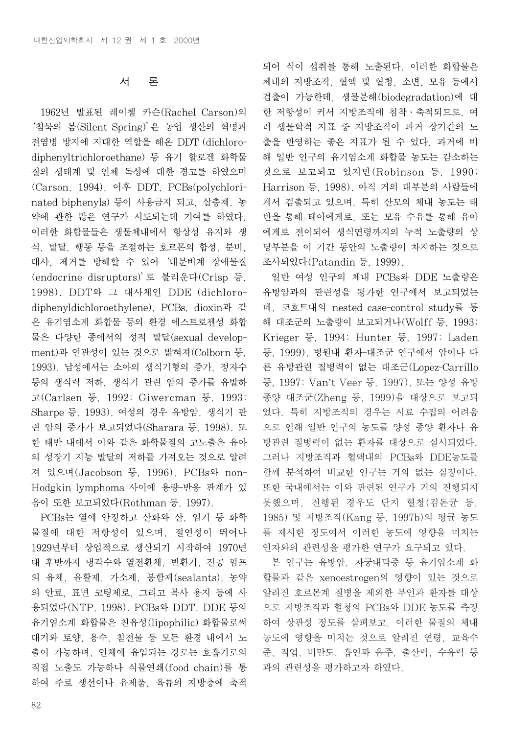## 서 론

1962년 발표된 레이첼 카슨(Rachel Carson)의 '침묵의 봄(Silent Spring)'은 농업 생산의 혁명과 전염병 방지에 지대한 역할을 해온 DDT (dichlorodiphenyltrichloroethane) 등 유기 할로겐 화학물질의 생태계 및 인체 독성에 대한 경고를 하였으며(Carson, 1994), 이후 DDT, PCBs(polychlorinated biphenyls) 등이 사용금지 되고, 살충제, 농약에 관한 많은 연구가 시도되는데 기여를 하였다. 이러한 화합물들은 생물체내에서 항상성 유지와 생식, 발달, 행동 등을 조절하는 호르몬의 합성, 분비, 대사, 제거를 방해할 수 있어 '내분비계 장애물질(endocrine disruptors)'로 불리운다(Crisp 등, 1998). DDT와 그 대사체인 DDE (dichlorodiphenyldichloroethylene), PCBs, dioxin과 같은 유기염소계 화합물 등의 환경 에스트로젠성 화합물은 다양한 종에서의 성적 발달(sexual development)과 연관성이 있는 것으로 밝혀져(Colborn 등, 1993), 남성에서는 소아의 생식기형의 증가, 정자수 등의 생식력 저하, 생식기 관련 암의 증가를 유발하고(Carlsen 등, 1992; Giwercman 등, 1993; Sharpe 등, 1993), 여성의 경우 유방암, 생식기 관련 암의 증가가 보고되었다(Sharara 등, 1998). 또한 태반 내에서 이와 같은 화학물질의 고노출은 유아의 성장기 지능 발달의 저하를 가져오는 것으로 알려져 있으며(Jacobson 등, 1996), PCBs와 non-Hodgkin lymphoma 사이에 용량-반응 관계가 있음이 또한 보고되었다(Rothman 등, 1997).

PCBs는 열에 안정하고 산화와 산, 염기 등 화학물질에 대한 저항성이 있으며, 절연성이 뛰어나 1929년부터 상업적으로 생산되기 시작하여 1970년대 후반까지 냉각수와 열전환체, 변환기, 진공 펌프의 유체, 윤활제, 가소제, 봉함제(sealants), 농약의 안료, 표면 코팅제로, 그리고 복사 용지 등에 사용되었다(NTP, 1998). PCBs와 DDT, DDE 등의 유기염소계 화합물은 친유성(lipophilic) 화합물로써 대기와 토양, 용수, 침전물 등 모든 환경 내에서 노출이 가능하며, 인체에 유입되는 경로는 호흡기로의 직접 노출도 가능하나 식물연쇄(food chain)를 통하여 주로 생선이나 유제품, 육류의 지방층에 축적되어 식이 섭취를 통해 노출된다. 이러한 화합물은 체내의 지방조직, 혈액 및 혈청, 소변, 모유 등에서 검출이 가능한데, 생물분해(biodegradation)에 대한 저항성이 커서 지방조직에 침착·축적되므로, 여러 생물학적 지표 중 지방조직이 과거 장기간의 노출을 반영하는 좋은 지표가 될 수 있다. 과거에 비해 일반 인구의 유기염소계 화합물 농도는 감소하는 것으로 보고되고 있지만(Robinson 등, 1990; Harrison 등, 1998), 아직 거의 대부분의 사람들에게서 검출되고 있으며, 특히 산모의 체내 농도는 태반을 통해 태아에게로, 또는 모유 수유를 통해 유아에게로 전이되어 생식연령까지의 누적 노출량의 상당부분을 이 기간 동안의 노출량이 차지하는 것으로 조사되었다(Patandin 등, 1999).

일반 여성 인구의 체내 PCBs와 DDE 노출량은 유방암과의 관련성을 평가한 연구에서 보고되었는데, 코호트내의 nested case-control study를 통해 대조군의 노출량이 보고되거나(Wolff 등, 1993; Krieger 등, 1994; Hunter 등, 1997; Laden 등, 1999), 병원내 환자-대조군 연구에서 암이나 다른 유방관련 질병력이 없는 대조군(Lopez-Carrillo 등, 1997; Van't Veer 등, 1997), 또는 양성 유방종양 대조군(Zheng 등, 1999)을 대상으로 보고되었다. 특히 지방조직의 경우는 시료 수집의 어려움으로 인해 일반 인구의 농도를 양성 종양 환자나 유방관련 질병력이 없는 환자를 대상으로 실시되었다. 그러나 지방조직과 혈액내의 PCBs와 DDE농도를 함께 분석하여 비교한 연구는 거의 없는 실정이다. 또한 국내에서는 이와 관련된 연구가 거의 진행되지 못했으며, 진행된 경우도 단지 혈청(김돈균 등, 1985) 및 지방조직(Kang 등, 1997b)의 평균 농도를 제시한 정도여서 이러한 농도에 영향을 미치는 인자와의 관련성을 평가한 연구가 요구되고 있다.

본 연구는 유방암, 자궁내막증 등 유기염소계 화합물과 같은 xenoestrogen의 영향이 있는 것으로 알려진 호르몬계 질병을 제외한 부인과 환자를 대상으로 지방조직과 혈청의 PCBs와 DDE 농도를 측정하여 상관성 정도를 살펴보고, 이러한 물질의 체내 농도에 영향을 미치는 것으로 알려진 연령, 교육수준, 직업, 비만도, 흡연과 음주, 출산력, 수유력 등과의 관련성을 평가하고자 하였다.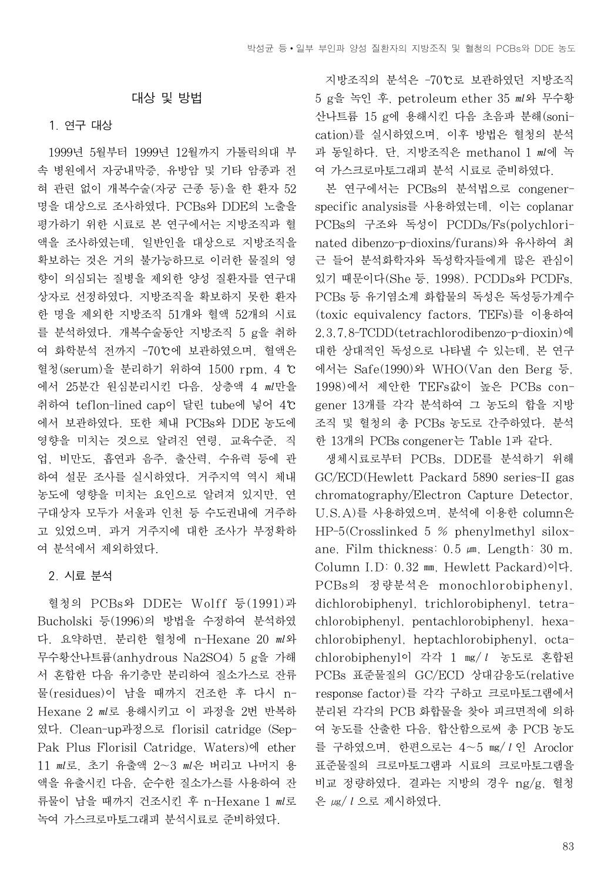## 대상 및 방법

### 1. 연구 대상

1999년 5월부터 1999년 12월까지 가톨릭의대 부속 병원에서 자궁내막증, 유방암 및 기타 암종과 전혀 관련 없이 개복수술(자궁 근종 등)을 한 환자 52명을 대상으로 조사하였다. PCBs와 DDE의 노출을 평가하기 위한 시료로 본 연구에서는 지방조직과 혈액을 조사하였는데, 일반인을 대상으로 지방조직을 확보하는 것은 거의 불가능하므로 이러한 물질의 영향이 의심되는 질병을 제외한 양성 질환자를 연구대상자로 선정하였다. 지방조직을 확보하지 못한 환자 한 명을 제외한 지방조직 51개와 혈액 52개의 시료를 분석하였다. 개복수술동안 지방조직 5 g을 취하여 화학분석 전까지 -70℃에 보관하였으며, 혈액은 혈청(serum)을 분리하기 위하여 1500 rpm, 4 ℃에서 25분간 원심분리시킨 다음, 상층액 4 ㎖만을 취하여 teflon-lined cap이 달린 tube에 넣어 4℃에서 보관하였다. 또한 체내 PCBs와 DDE 농도에 영향을 미치는 것으로 알려진 연령, 교육수준, 직업, 비만도, 흡연과 음주, 출산력, 수유력 등에 관하여 설문 조사를 실시하였다. 거주지역 역시 체내 농도에 영향을 미치는 요인으로 알려져 있지만, 연구대상자 모두가 서울과 인천 등 수도권내에 거주하고 있었으며, 과거 거주지에 대한 조사가 부정확하여 분석에서 제외하였다.

### 2. 시료 분석

혈청의 PCBs와 DDE는 Wolff 등(1991)과 Bucholski 등(1996)의 방법을 수정하여 분석하였다. 요약하면, 분리한 혈청에 n-Hexane 20 ㎖와 무수황산나트륨(anhydrous Na2SO4) 5 g을 가해서 혼합한 다음 유기층만 분리하여 질소가스로 잔류물(residues)이 남을 때까지 건조한 후 다시 n-Hexane 2 ㎖로 용해시키고 이 과정을 2번 반복하였다. Clean-up과정으로 florisil catridge (Sep-Pak Plus Florisil Catridge, Waters)에 ether 11 ㎖로, 초기 유출액 2~3 ㎖은 버리고 나머지 용액을 유출시킨 다음, 순수한 질소가스를 사용하여 잔류물이 남을 때까지 건조시킨 후 n-Hexane 1 ㎖로 녹여 가스크로마토그래피 분석시료로 준비하였다.

지방조직의 분석은 -70℃로 보관하였던 지방조직 5 g을 녹인 후, petroleum ether 35 ㎖와 무수황산나트륨 15 g에 용해시킨 다음 초음파 분해(sonication)를 실시하였으며, 이후 방법은 혈청의 분석과 동일하다. 단, 지방조직은 methanol 1 ㎖에 녹여 가스크로마토그래피 분석 시료로 준비하였다.

본 연구에서는 PCBs의 분석법으로 congener-specific analysis를 사용하였는데, 이는 coplanar PCBs의 구조와 독성이 PCDDs/Fs(polychlorinated dibenzo-p-dioxins/furans)와 유사하여 최근 들어 분석화학자와 독성학자들에게 많은 관심이 있기 때문이다(She 등, 1998). PCDDs와 PCDFs, PCBs 등 유기염소계 화합물의 독성은 독성등가계수(toxic equivalency factors, TEFs)를 이용하여 2,3,7,8-TCDD(tetrachlorodibenzo-p-dioxin)에 대한 상대적인 독성으로 나타낼 수 있는데, 본 연구에서는 Safe(1990)와 WHO(Van den Berg 등, 1998)에서 제안한 TEFs값이 높은 PCBs congener 13개를 각각 분석하여 그 농도의 합을 지방조직 및 혈청의 총 PCBs 농도로 간주하였다. 분석한 13개의 PCBs congener는 Table 1과 같다.

생체시료로부터 PCBs, DDE를 분석하기 위해 GC/ECD(Hewlett Packard 5890 series-II gas chromatography/Electron Capture Detector, U.S.A)를 사용하였으며, 분석에 이용한 column은 HP-5(Crosslinked 5 % phenylmethyl siloxane, Film thickness: 0.5 ㎛, Length: 30 m, Column I.D: 0.32 ㎜, Hewlett Packard)이다. PCBs의 정량분석은 monochlorobiphenyl, dichlorobiphenyl, trichlorobiphenyl, tetrachlorobiphenyl, pentachlorobiphenyl, hexachlorobiphenyl, heptachlorobiphenyl, octachlorobiphenyl이 각각 1 ㎎/ℓ 농도로 혼합된 PCBs 표준물질의 GC/ECD 상대감응도(relative response factor)를 각각 구하고 크로마토그램에서 분리된 각각의 PCB 화합물을 찾아 피크면적에 의하여 농도를 산출한 다음, 합산함으로써 총 PCB 농도를 구하였으며, 한편으로는 4~5 ㎎/ℓ인 Aroclor 표준물질의 크로마토그램과 시료의 크로마토그램을 비교 정량하였다. 결과는 지방의 경우 ng/g, 혈청은 ㎍/ℓ으로 제시하였다.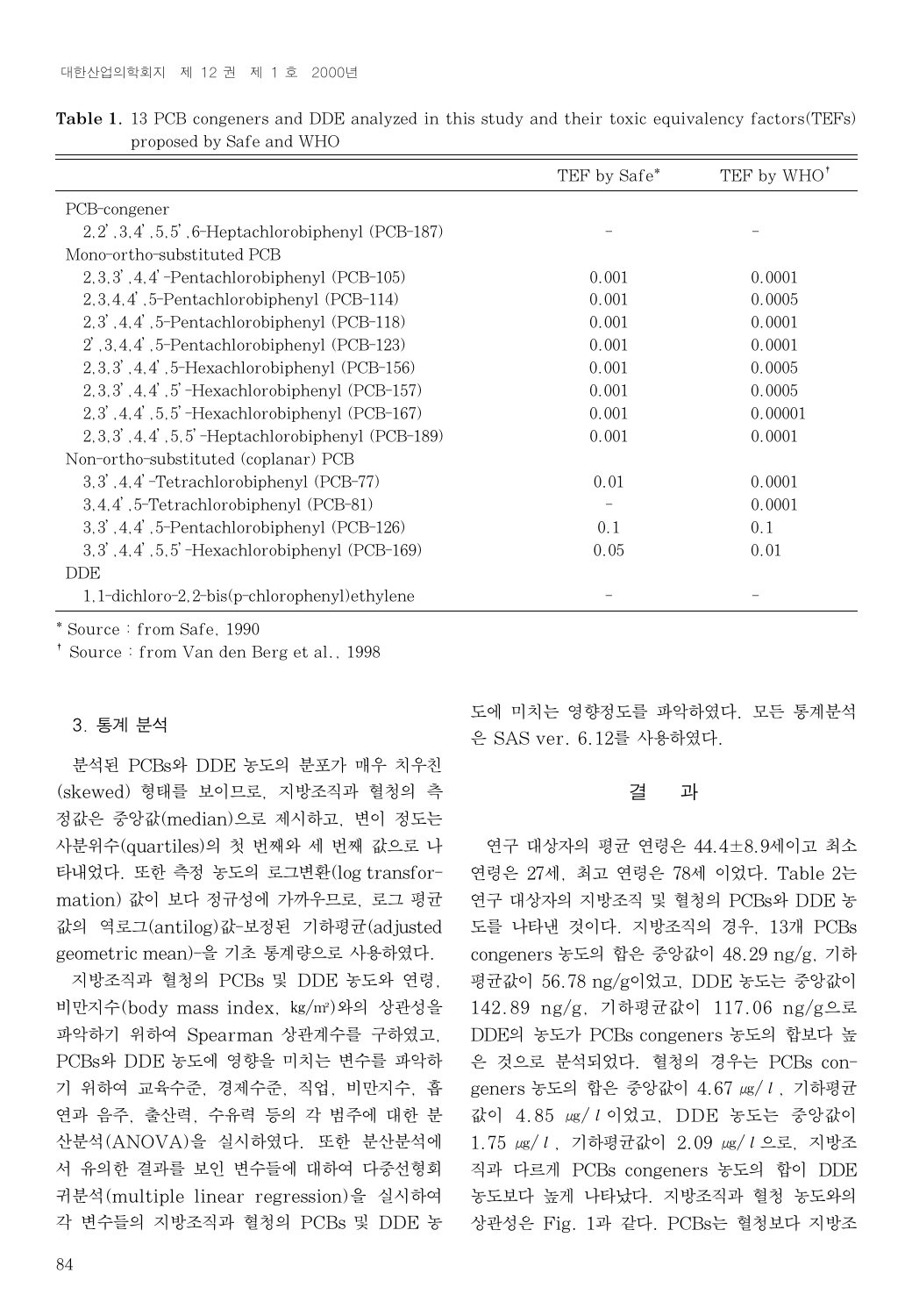**Table 1.** 13 PCB congeners and DDE analyzed in this study and their toxic equivalency factors(TEFs) proposed by Safe and WHO

| | TEF by Safe* | TEF by WHO† |
|---|---|---|
| PCB-congener | | |
| 2,2',3,4',5,5',6-Heptachlorobiphenyl (PCB-187) | - | - |
| Mono-ortho-substituted PCB | | |
| 2,3,3',4,4'-Pentachlorobiphenyl (PCB-105) | 0.001 | 0.0001 |
| 2,3,4,4',5-Pentachlorobiphenyl (PCB-114) | 0.001 | 0.0005 |
| 2,3',4,4',5-Pentachlorobiphenyl (PCB-118) | 0.001 | 0.0001 |
| 2',3,4,4',5-Pentachlorobiphenyl (PCB-123) | 0.001 | 0.0001 |
| 2,3,3',4,4',5-Hexachlorobiphenyl (PCB-156) | 0.001 | 0.0005 |
| 2,3,3',4,4',5'-Hexachlorobiphenyl (PCB-157) | 0.001 | 0.0005 |
| 2,3',4,4',5,5'-Hexachlorobiphenyl (PCB-167) | 0.001 | 0.00001 |
| 2,3,3',4,4',5,5'-Heptachlorobiphenyl (PCB-189) | 0.001 | 0.0001 |
| Non-ortho-substituted (coplanar) PCB | | |
| 3,3',4,4'-Tetrachlorobiphenyl (PCB-77) | 0.01 | 0.0001 |
| 3,4,4',5-Tetrachlorobiphenyl (PCB-81) | - | 0.0001 |
| 3,3',4,4',5-Pentachlorobiphenyl (PCB-126) | 0.1 | 0.1 |
| 3,3',4,4',5,5'-Hexachlorobiphenyl (PCB-169) | 0.05 | 0.01 |
| DDE | | |
| 1,1-dichloro-2,2-bis(p-chlorophenyl)ethylene | - | - |

\* Source : from Safe, 1990

† Source : from Van den Berg et al., 1998

### 3. 통계 분석

분석된 PCBs와 DDE 농도의 분포가 매우 치우친(skewed) 형태를 보이므로, 지방조직과 혈청의 측정값은 중앙값(median)으로 제시하고, 변이 정도는 사분위수(quartiles)의 첫 번째와 세 번째 값으로 나타내었다. 또한 측정 농도의 로그변환(log transformation) 값이 보다 정규성에 가까우므로, 로그 평균값의 역로그(antilog)값-보정된 기하평균(adjusted geometric mean)-을 기초 통계량으로 사용하였다.

지방조직과 혈청의 PCBs 및 DDE 농도와 연령, 비만지수(body mass index, ㎏/㎡)와의 상관성을 파악하기 위하여 Spearman 상관계수를 구하였고, PCBs와 DDE 농도에 영향을 미치는 변수를 파악하기 위하여 교육수준, 경제수준, 직업, 비만지수, 흡연과 음주, 출산력, 수유력 등의 각 범주에 대한 분산분석(ANOVA)을 실시하였다. 또한 분산분석에서 유의한 결과를 보인 변수들에 대하여 다중선형회귀분석(multiple linear regression)을 실시하여 각 변수들의 지방조직과 혈청의 PCBs 및 DDE 농도에 미치는 영향정도를 파악하였다. 모든 통계분석은 SAS ver. 6.12를 사용하였다.

## 결 과

연구 대상자의 평균 연령은 44.4±8.9세이고 최소 연령은 27세, 최고 연령은 78세 이었다. Table 2는 연구 대상자의 지방조직 및 혈청의 PCBs와 DDE 농도를 나타낸 것이다. 지방조직의 경우, 13개 PCBs congeners 농도의 합은 중앙값이 48.29 ng/g, 기하평균값이 56.78 ng/g이었고, DDE 농도는 중앙값이 142.89 ng/g, 기하평균값이 117.06 ng/g으로 DDE의 농도가 PCBs congeners 농도의 합보다 높은 것으로 분석되었다. 혈청의 경우는 PCBs congeners 농도의 합은 중앙값이 4.67 ㎍/ l , 기하평균값이 4.85 ㎍/ l 이었고, DDE 농도는 중앙값이 1.75 ㎍/ l , 기하평균값이 2.09 ㎍/ l 으로, 지방조직과 다르게 PCBs congeners 농도의 합이 DDE 농도보다 높게 나타났다. 지방조직과 혈청 농도와의 상관성은 Fig. 1과 같다. PCBs는 혈청보다 지방조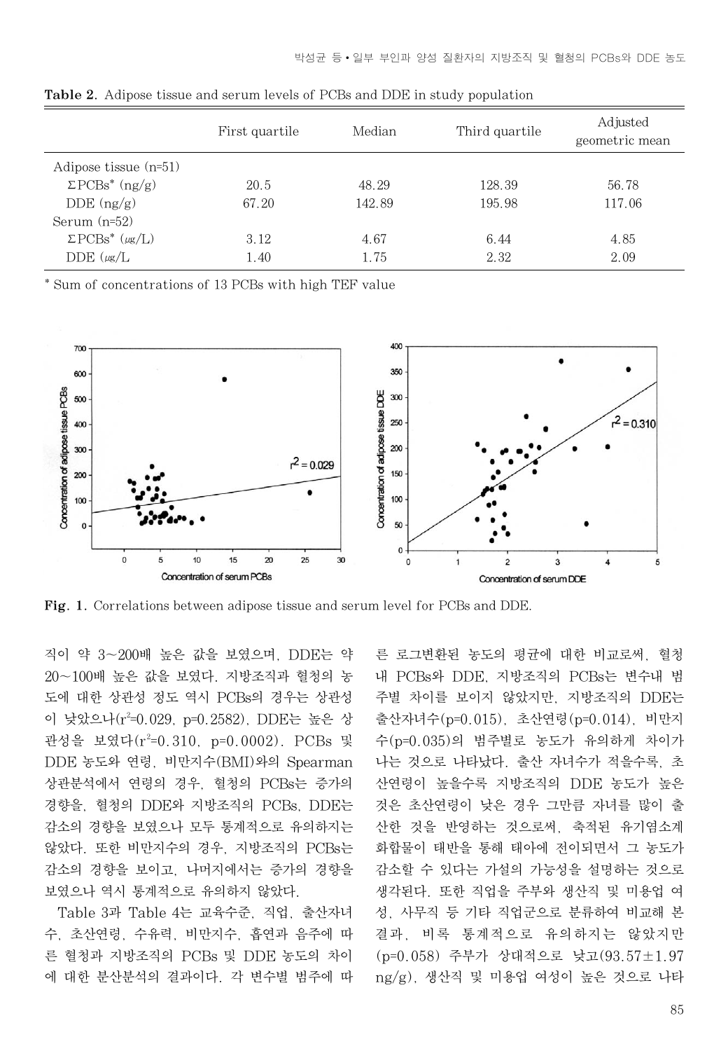**Table 2.** Adipose tissue and serum levels of PCBs and DDE in study population

| | First quartile | Median | Third quartile | Adjusted geometric mean |
|---|---|---|---|---|
| Adipose tissue (n=51) | | | | |
| ΣPCBs* (ng/g) | 20.5 | 48.29 | 128.39 | 56.78 |
| DDE (ng/g) | 67.20 | 142.89 | 195.98 | 117.06 |
| Serum (n=52) | | | | |
| ΣPCBs* (㎍/L) | 3.12 | 4.67 | 6.44 | 4.85 |
| DDE (㎍/L | 1.40 | 1.75 | 2.32 | 2.09 |

\* Sum of concentrations of 13 PCBs with high TEF value

**Fig. 1.** Correlations between adipose tissue and serum level for PCBs and DDE.

직이 약 3~200배 높은 값을 보였으며, DDE는 약 20~100배 높은 값을 보였다. 지방조직과 혈청의 농도에 대한 상관성 정도 역시 PCBs의 경우는 상관성이 낮았으나($r^2$=0.029, p=0.2582), DDE는 높은 상관성을 보였다($r^2$=0.310, p=0.0002). PCBs 및 DDE 농도와 연령, 비만지수(BMI)와의 Spearman 상관분석에서 연령의 경우, 혈청의 PCBs는 증가의 경향을, 혈청의 DDE와 지방조직의 PCBs, DDE는 감소의 경향을 보였으나 모두 통계적으로 유의하지는 않았다. 또한 비만지수의 경우, 지방조직의 PCBs는 감소의 경향을 보이고, 나머지에서는 증가의 경향을 보였으나 역시 통계적으로 유의하지 않았다.

Table 3과 Table 4는 교육수준, 직업, 출산자녀수, 초산연령, 수유력, 비만지수, 흡연과 음주에 따른 혈청과 지방조직의 PCBs 및 DDE 농도의 차이에 대한 분산분석의 결과이다. 각 변수별 범주에 따른 로그변환된 농도의 평균에 대한 비교로써, 혈청 내 PCBs와 DDE, 지방조직의 PCBs는 변수내 범주별 차이를 보이지 않았지만, 지방조직의 DDE는 출산자녀수(p=0.015), 초산연령(p=0.014), 비만지수(p=0.035)의 범주별로 농도가 유의하게 차이가 나는 것으로 나타났다. 출산 자녀수가 적을수록, 초산연령이 높을수록 지방조직의 DDE 농도가 높은 것은 초산연령이 낮은 경우 그만큼 자녀를 많이 출산한 것을 반영하는 것으로써, 축적된 유기염소계 화합물이 태반을 통해 태아에 전이되면서 그 농도가 감소할 수 있다는 가설의 가능성을 설명하는 것으로 생각된다. 또한 직업을 주부와 생산직 및 미용업 여성, 사무직 등 기타 직업군으로 분류하여 비교해 본 결과, 비록 통계적으로 유의하지는 않았지만 (p=0.058) 주부가 상대적으로 낮고(93.57±1.97 ng/g), 생산직 및 미용업 여성이 높은 것으로 나타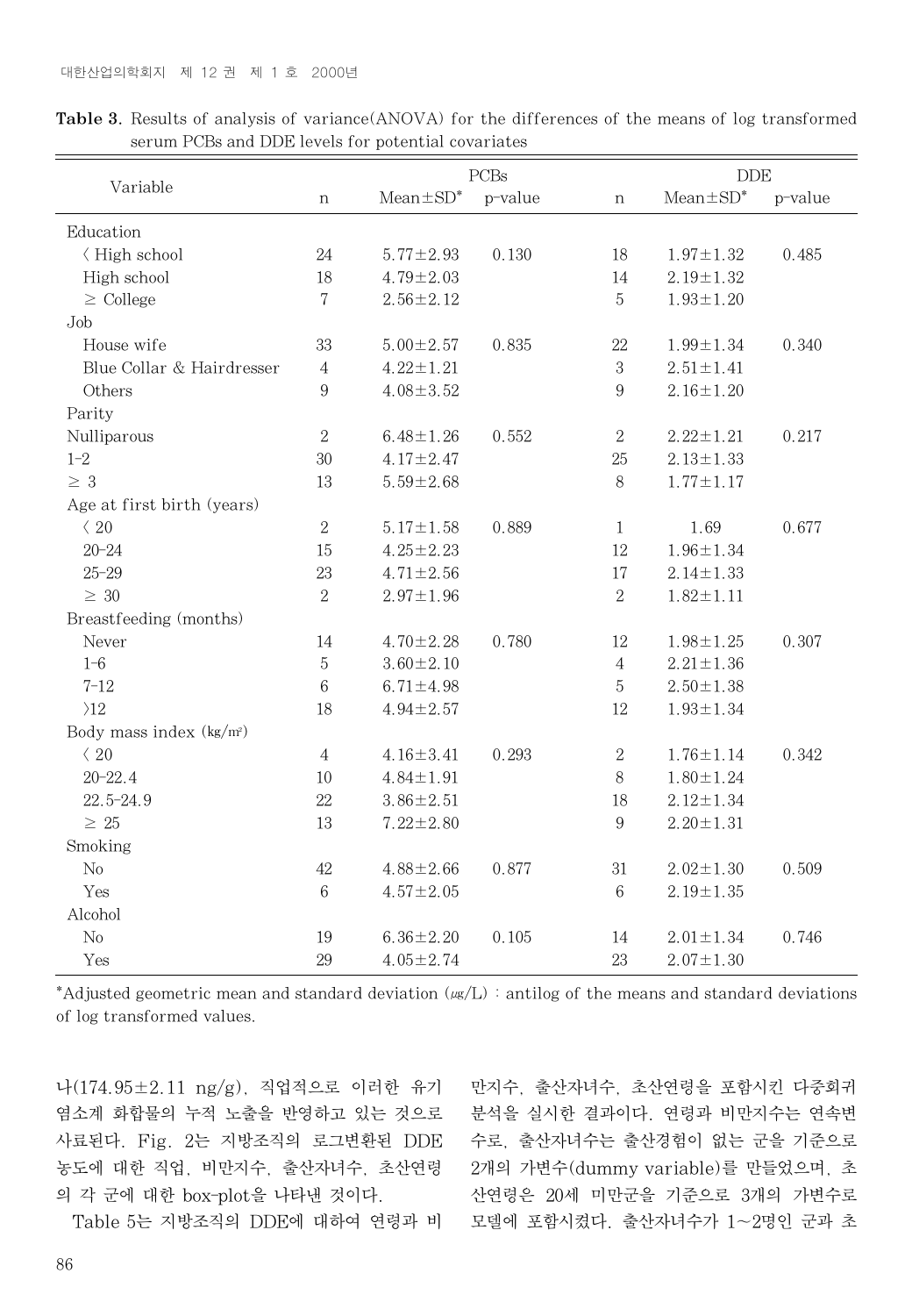**Table 3.** Results of analysis of variance(ANOVA) for the differences of the means of log transformed serum PCBs and DDE levels for potential covariates

| Variable | PCBs | | | DDE | | |
|---|---|---|---|---|---|---|
| | n | Mean±SD* | p-value | n | Mean±SD* | p-value |
| Education | | | | | | |
| 〈 High school | 24 | 5.77±2.93 | 0.130 | 18 | 1.97±1.32 | 0.485 |
| High school | 18 | 4.79±2.03 | | 14 | 2.19±1.32 | |
| ≥ College | 7 | 2.56±2.12 | | 5 | 1.93±1.20 | |
| Job | | | | | | |
| House wife | 33 | 5.00±2.57 | 0.835 | 22 | 1.99±1.34 | 0.340 |
| Blue Collar & Hairdresser | 4 | 4.22±1.21 | | 3 | 2.51±1.41 | |
| Others | 9 | 4.08±3.52 | | 9 | 2.16±1.20 | |
| Parity | | | | | | |
| Nulliparous | 2 | 6.48±1.26 | 0.552 | 2 | 2.22±1.21 | 0.217 |
| 1-2 | 30 | 4.17±2.47 | | 25 | 2.13±1.33 | |
| ≥ 3 | 13 | 5.59±2.68 | | 8 | 1.77±1.17 | |
| Age at first birth (years) | | | | | | |
| 〈 20 | 2 | 5.17±1.58 | 0.889 | 1 | 1.69 | 0.677 |
| 20-24 | 15 | 4.25±2.23 | | 12 | 1.96±1.34 | |
| 25-29 | 23 | 4.71±2.56 | | 17 | 2.14±1.33 | |
| ≥ 30 | 2 | 2.97±1.96 | | 2 | 1.82±1.11 | |
| Breastfeeding (months) | | | | | | |
| Never | 14 | 4.70±2.28 | 0.780 | 12 | 1.98±1.25 | 0.307 |
| 1-6 | 5 | 3.60±2.10 | | 4 | 2.21±1.36 | |
| 7-12 | 6 | 6.71±4.98 | | 5 | 2.50±1.38 | |
| 〉12 | 18 | 4.94±2.57 | | 12 | 1.93±1.34 | |
| Body mass index (㎏/㎡) | | | | | | |
| 〈 20 | 4 | 4.16±3.41 | 0.293 | 2 | 1.76±1.14 | 0.342 |
| 20-22.4 | 10 | 4.84±1.91 | | 8 | 1.80±1.24 | |
| 22.5-24.9 | 22 | 3.86±2.51 | | 18 | 2.12±1.34 | |
| ≥ 25 | 13 | 7.22±2.80 | | 9 | 2.20±1.31 | |
| Smoking | | | | | | |
| No | 42 | 4.88±2.66 | 0.877 | 31 | 2.02±1.30 | 0.509 |
| Yes | 6 | 4.57±2.05 | | 6 | 2.19±1.35 | |
| Alcohol | | | | | | |
| No | 19 | 6.36±2.20 | 0.105 | 14 | 2.01±1.34 | 0.746 |
| Yes | 29 | 4.05±2.74 | | 23 | 2.07±1.30 | |

*Adjusted geometric mean and standard deviation (㎍/L) : antilog of the means and standard deviations of log transformed values.

나(174.95±2.11 ng/g), 직업적으로 이러한 유기염소계 화합물의 누적 노출을 반영하고 있는 것으로 사료된다. Fig. 2는 지방조직의 로그변환된 DDE 농도에 대한 직업, 비만지수, 출산자녀수, 초산연령의 각 군에 대한 box-plot을 나타낸 것이다.

Table 5는 지방조직의 DDE에 대하여 연령과 비만지수, 출산자녀수, 초산연령을 포함시킨 다중회귀분석을 실시한 결과이다. 연령과 비만지수는 연속변수로, 출산자녀수는 출산경험이 없는 군을 기준으로 2개의 가변수(dummy variable)를 만들었으며, 초산연령은 20세 미만군을 기준으로 3개의 가변수로 모델에 포함시켰다. 출산자녀수가 1~2명인 군과 초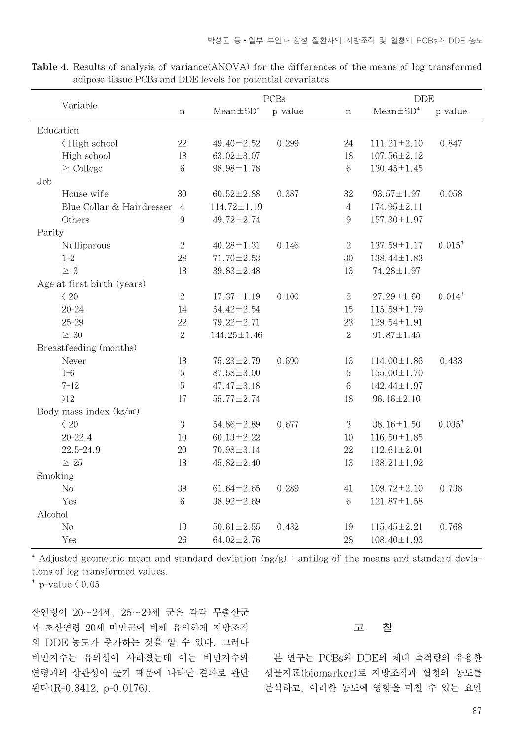**Table 4.** Results of analysis of variance(ANOVA) for the differences of the means of log transformed adipose tissue PCBs and DDE levels for potential covariates

| Variable | PCBs | | | DDE | | |
|---|---|---|---|---|---|---|
| | n | Mean±SD* | p-value | n | Mean±SD* | p-value |
| Education | | | | | | |
| 〈 High school | 22 | 49.40±2.52 | 0.299 | 24 | 111.21±2.10 | 0.847 |
| High school | 18 | 63.02±3.07 | | 18 | 107.56±2.12 | |
| ≥ College | 6 | 98.98±1.78 | | 6 | 130.45±1.45 | |
| Job | | | | | | |
| House wife | 30 | 60.52±2.88 | 0.387 | 32 | 93.57±1.97 | 0.058 |
| Blue Collar & Hairdresser | 4 | 114.72±1.19 | | 4 | 174.95±2.11 | |
| Others | 9 | 49.72±2.74 | | 9 | 157.30±1.97 | |
| Parity | | | | | | |
| Nulliparous | 2 | 40.28±1.31 | 0.146 | 2 | 137.59±1.17 | 0.015† |
| 1-2 | 28 | 71.70±2.53 | | 30 | 138.44±1.83 | |
| ≥ 3 | 13 | 39.83±2.48 | | 13 | 74.28±1.97 | |
| Age at first birth (years) | | | | | | |
| 〈 20 | 2 | 17.37±1.19 | 0.100 | 2 | 27.29±1.60 | 0.014† |
| 20-24 | 14 | 54.42±2.54 | | 15 | 115.59±1.79 | |
| 25-29 | 22 | 79.22±2.71 | | 23 | 129.54±1.91 | |
| ≥ 30 | 2 | 144.25±1.46 | | 2 | 91.87±1.45 | |
| Breastfeeding (months) | | | | | | |
| Never | 13 | 75.23±2.79 | 0.690 | 13 | 114.00±1.86 | 0.433 |
| 1-6 | 5 | 87.58±3.00 | | 5 | 155.00±1.70 | |
| 7-12 | 5 | 47.47±3.18 | | 6 | 142.44±1.97 | |
| 〉12 | 17 | 55.77±2.74 | | 18 | 96.16±2.10 | |
| Body mass index (kg/m²) | | | | | | |
| 〈 20 | 3 | 54.86±2.89 | 0.677 | 3 | 38.16±1.50 | 0.035† |
| 20-22.4 | 10 | 60.13±2.22 | | 10 | 116.50±1.85 | |
| 22.5-24.9 | 20 | 70.98±3.14 | | 22 | 112.61±2.01 | |
| ≥ 25 | 13 | 45.82±2.40 | | 13 | 138.21±1.92 | |
| Smoking | | | | | | |
| No | 39 | 61.64±2.65 | 0.289 | 41 | 109.72±2.10 | 0.738 |
| Yes | 6 | 38.92±2.69 | | 6 | 121.87±1.58 | |
| Alcohol | | | | | | |
| No | 19 | 50.61±2.55 | 0.432 | 19 | 115.45±2.21 | 0.768 |
| Yes | 26 | 64.02±2.76 | | 28 | 108.40±1.93 | |

* Adjusted geometric mean and standard deviation (ng/g) : antilog of the means and standard deviations of log transformed values.

† p-value 〈 0.05

산연령이 20~24세, 25~29세 군은 각각 무출산군과 초산연령 20세 미만군에 비해 유의하게 지방조직의 DDE 농도가 증가하는 것을 알 수 있다. 그러나 비만지수는 유의성이 사라졌는데 이는 비만지수와 연령과의 상관성이 높기 때문에 나타난 결과로 판단된다(R=0.3412, p=0.0176).

## 고 찰

본 연구는 PCBs와 DDE의 체내 축적량의 유용한 생물지표(biomarker)로 지방조직과 혈청의 농도를 분석하고, 이러한 농도에 영향을 미칠 수 있는 요인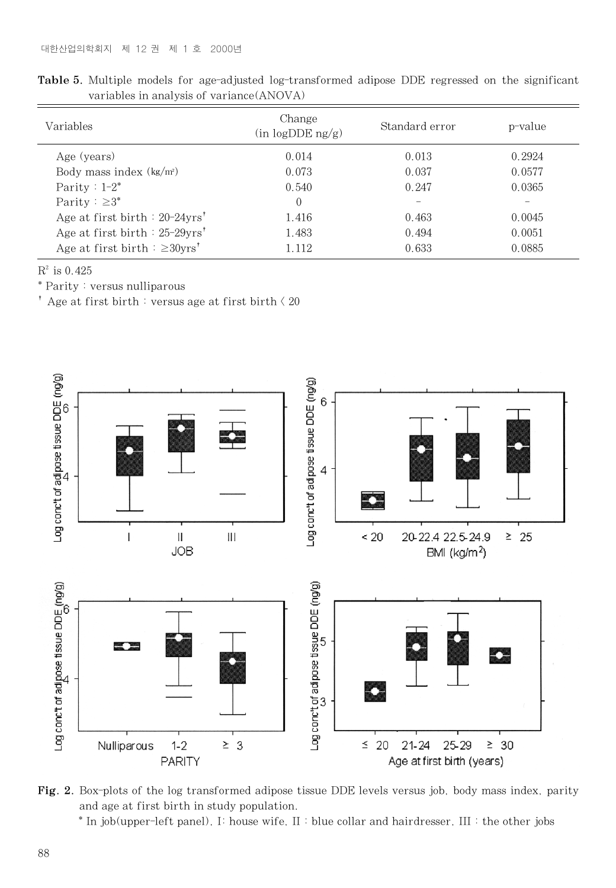**Table 5.** Multiple models for age-adjusted log-transformed adipose DDE regressed on the significant variables in analysis of variance(ANOVA)

| Variables | Change (in logDDE ng/g) | Standard error | p-value |
|---|---|---|---|
| Age (years) | 0.014 | 0.013 | 0.2924 |
| Body mass index ($kg/m^2$) | 0.073 | 0.037 | 0.0577 |
| Parity : 1-2* | 0.540 | 0.247 | 0.0365 |
| Parity : ≥3* | 0 | - | - |
| Age at first birth : 20-24yrs† | 1.416 | 0.463 | 0.0045 |
| Age at first birth : 25-29yrs† | 1.483 | 0.494 | 0.0051 |
| Age at first birth : ≥30yrs† | 1.112 | 0.633 | 0.0885 |

$R^2$ is 0.425

* Parity : versus nulliparous

† Age at first birth : versus age at first birth < 20

**Fig. 2.** Box-plots of the log transformed adipose tissue DDE levels versus job, body mass index, parity and age at first birth in study population.

* In job(upper-left panel), I: house wife, II : blue collar and hairdresser, III : the other jobs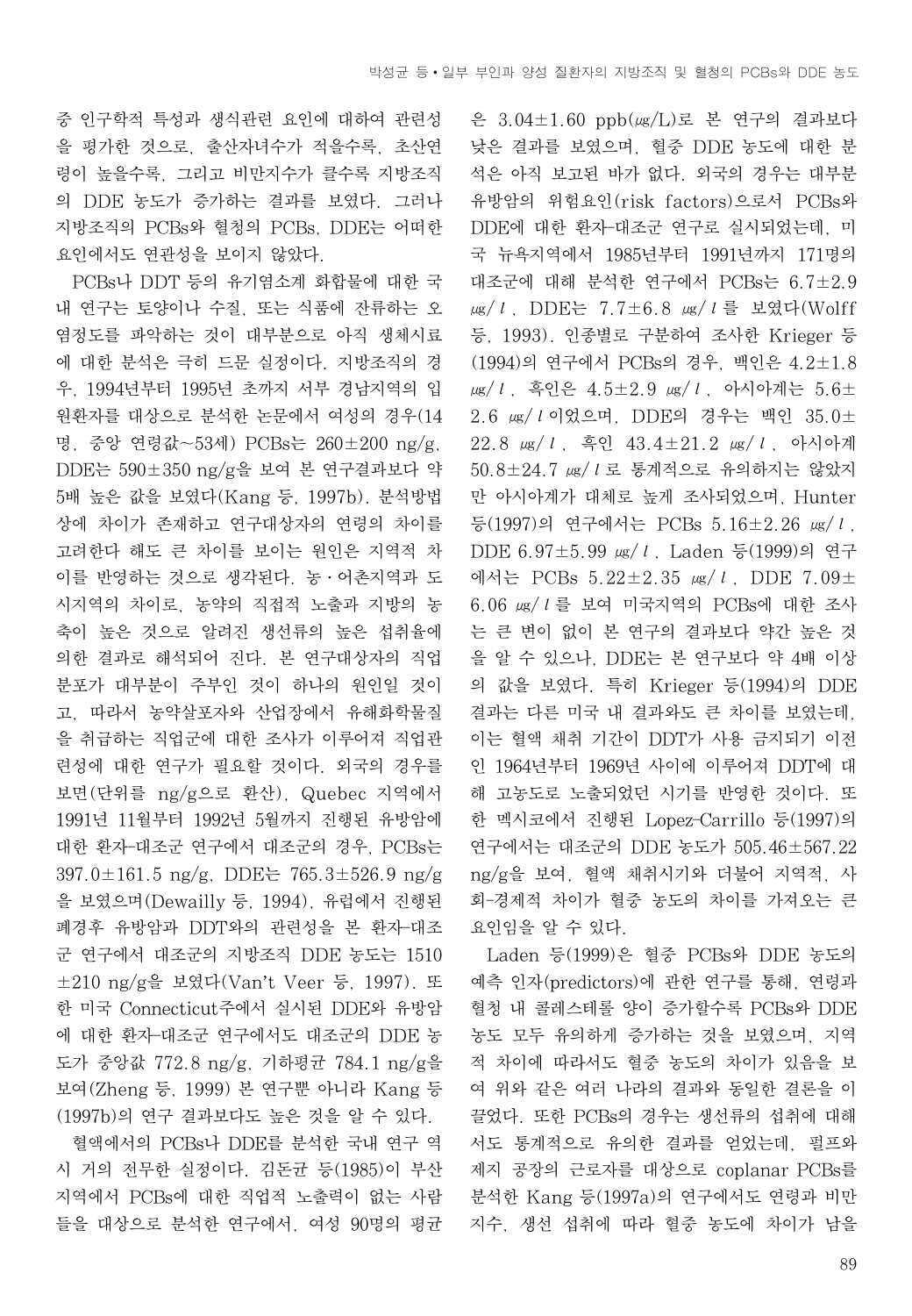중 인구학적 특성과 생식관련 요인에 대하여 관련성을 평가한 것으로, 출산자녀수가 적을수록, 초산연령이 높을수록, 그리고 비만지수가 클수록 지방조직의 DDE 농도가 증가하는 결과를 보였다. 그러나 지방조직의 PCBs와 혈청의 PCBs, DDE는 어떠한 요인에서도 연관성을 보이지 않았다.

PCBs나 DDT 등의 유기염소계 화합물에 대한 국내 연구는 토양이나 수질, 또는 식품에 잔류하는 오염정도를 파악하는 것이 대부분으로 아직 생체시료에 대한 분석은 극히 드문 실정이다. 지방조직의 경우, 1994년부터 1995년 초까지 서부 경남지역의 입원환자를 대상으로 분석한 논문에서 여성의 경우(14명, 중앙 연령값~53세) PCBs는 260±200 ng/g, DDE는 590±350 ng/g을 보여 본 연구결과보다 약 5배 높은 값을 보였다(Kang 등, 1997b). 분석방법상에 차이가 존재하고 연구대상자의 연령의 차이를 고려한다 해도 큰 차이를 보이는 원인은 지역적 차이를 반영하는 것으로 생각된다. 농·어촌지역과 도시지역의 차이로, 농약의 직접적 노출과 지방의 농축이 높은 것으로 알려진 생선류의 높은 섭취율에 의한 결과로 해석되어 진다. 본 연구대상자의 직업분포가 대부분이 주부인 것이 하나의 원인일 것이고, 따라서 농약살포자와 산업장에서 유해화학물질을 취급하는 직업군에 대한 조사가 이루어져 직업관련성에 대한 연구가 필요할 것이다. 외국의 경우를 보면(단위를 ng/g으로 환산), Quebec 지역에서 1991년 11월부터 1992년 5월까지 진행된 유방암에 대한 환자-대조군 연구에서 대조군의 경우, PCBs는 397.0±161.5 ng/g, DDE는 765.3±526.9 ng/g을 보였으며(Dewailly 등, 1994), 유럽에서 진행된 폐경후 유방암과 DDT와의 관련성을 본 환자-대조군 연구에서 대조군의 지방조직 DDE 농도는 1510±210 ng/g을 보였다(Van't Veer 등, 1997). 또한 미국 Connecticut주에서 실시된 DDE와 유방암에 대한 환자-대조군 연구에서도 대조군의 DDE 농도가 중앙값 772.8 ng/g, 기하평균 784.1 ng/g을 보여(Zheng 등, 1999) 본 연구뿐 아니라 Kang 등(1997b)의 연구 결과보다도 높은 것을 알 수 있다.

혈액에서의 PCBs나 DDE를 분석한 국내 연구 역시 거의 전무한 실정이다. 김돈균 등(1985)이 부산지역에서 PCBs에 대한 직업적 노출력이 없는 사람들을 대상으로 분석한 연구에서, 여성 90명의 평균은 3.04±1.60 ppb(μg/L)로 본 연구의 결과보다 낮은 결과를 보였으며, 혈중 DDE 농도에 대한 분석은 아직 보고된 바가 없다. 외국의 경우는 대부분 유방암의 위험요인(risk factors)으로서 PCBs와 DDE에 대한 환자-대조군 연구로 실시되었는데, 미국 뉴욕지역에서 1985년부터 1991년까지 171명의 대조군에 대해 분석한 연구에서 PCBs는 6.7±2.9 μg/l, DDE는 7.7±6.8 μg/l 를 보였다(Wolff 등, 1993). 인종별로 구분하여 조사한 Krieger 등(1994)의 연구에서 PCBs의 경우, 백인은 4.2±1.8 μg/l, 흑인은 4.5±2.9 μg/l, 아시아계는 5.6±2.6 μg/l 이었으며, DDE의 경우는 백인 35.0±22.8 μg/l, 흑인 43.4±21.2 μg/l, 아시아계 50.8±24.7 μg/l 로 통계적으로 유의하지는 않았지만 아시아계가 대체로 높게 조사되었으며, Hunter 등(1997)의 연구에서는 PCBs 5.16±2.26 μg/l, DDE 6.97±5.99 μg/l, Laden 등(1999)의 연구에서는 PCBs 5.22±2.35 μg/l, DDE 7.09±6.06 μg/l 를 보여 미국지역의 PCBs에 대한 조사는 큰 변이 없이 본 연구의 결과보다 약간 높은 것을 알 수 있으나, DDE는 본 연구보다 약 4배 이상의 값을 보였다. 특히 Krieger 등(1994)의 DDE 결과는 다른 미국 내 결과와도 큰 차이를 보였는데, 이는 혈액 채취 기간이 DDT가 사용 금지되기 이전인 1964년부터 1969년 사이에 이루어져 DDT에 대해 고농도로 노출되었던 시기를 반영한 것이다. 또한 멕시코에서 진행된 Lopez-Carrillo 등(1997)의 연구에서는 대조군의 DDE 농도가 505.46±567.22 ng/g을 보여, 혈액 채취시기와 더불어 지역적, 사회-경제적 차이가 혈중 농도의 차이를 가져오는 큰 요인임을 알 수 있다.

Laden 등(1999)은 혈중 PCBs와 DDE 농도의 예측 인자(predictors)에 관한 연구를 통해, 연령과 혈청 내 콜레스테롤 양이 증가할수록 PCBs와 DDE 농도 모두 유의하게 증가하는 것을 보였으며, 지역적 차이에 따라서도 혈중 농도의 차이가 있음을 보여 위와 같은 여러 나라의 결과와 동일한 결론을 이끌었다. 또한 PCBs의 경우는 생선류의 섭취에 대해서도 통계적으로 유의한 결과를 얻었는데, 펄프와 제지 공장의 근로자를 대상으로 coplanar PCBs를 분석한 Kang 등(1997a)의 연구에서도 연령과 비만지수, 생선 섭취에 따라 혈중 농도에 차이가 남을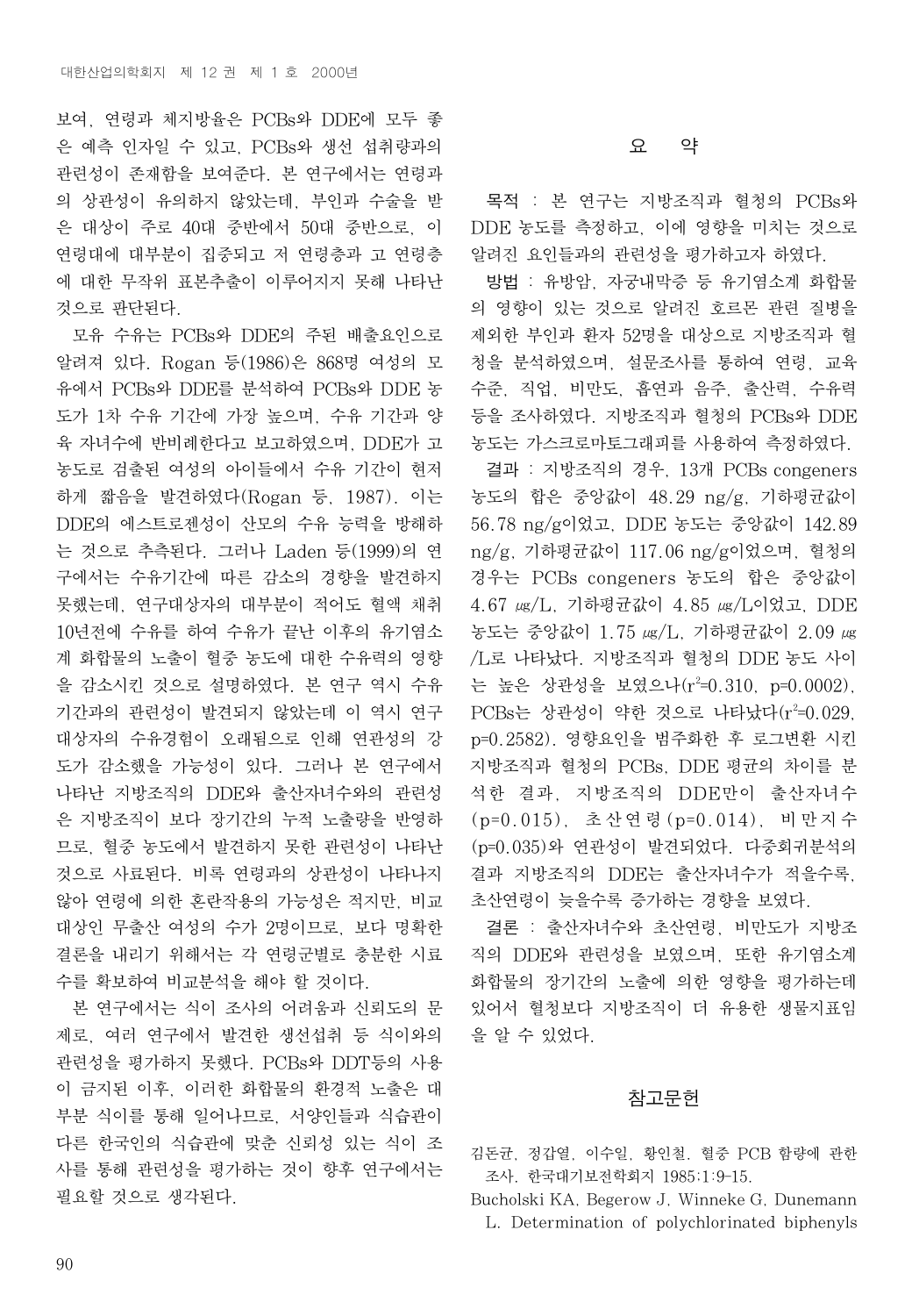보여, 연령과 체지방율은 PCBs와 DDE에 모두 좋은 예측 인자일 수 있고, PCBs와 생선 섭취량과의 관련성이 존재함을 보여준다. 본 연구에서는 연령과의 상관성이 유의하지 않았는데, 부인과 수술을 받은 대상이 주로 40대 중반에서 50대 중반으로, 이 연령대에 대부분이 집중되고 저 연령층과 고 연령층에 대한 무작위 표본추출이 이루어지지 못해 나타난 것으로 판단된다.

모유 수유는 PCBs와 DDE의 주된 배출요인으로 알려져 있다. Rogan 등(1986)은 868명 여성의 모유에서 PCBs와 DDE를 분석하여 PCBs와 DDE 농도가 1차 수유 기간에 가장 높으며, 수유 기간과 양육 자녀수에 반비례한다고 보고하였으며, DDE가 고농도로 검출된 여성의 아이들에서 수유 기간이 현저하게 짧음을 발견하였다(Rogan 등, 1987). 이는 DDE의 에스트로젠성이 산모의 수유 능력을 방해하는 것으로 추측된다. 그러나 Laden 등(1999)의 연구에서는 수유기간에 따른 감소의 경향을 발견하지 못했는데, 연구대상자의 대부분이 적어도 혈액 채취 10년전에 수유를 하여 수유가 끝난 이후의 유기염소계 화합물의 노출이 혈중 농도에 대한 수유력의 영향을 감소시킨 것으로 설명하였다. 본 연구 역시 수유기간과의 관련성이 발견되지 않았는데 이 역시 연구대상자의 수유경험이 오래됨으로 인해 연관성의 강도가 감소했을 가능성이 있다. 그러나 본 연구에서 나타난 지방조직의 DDE와 출산자녀수와의 관련성은 지방조직이 보다 장기간의 누적 노출량을 반영하므로, 혈중 농도에서 발견하지 못한 관련성이 나타난 것으로 사료된다. 비록 연령과의 상관성이 나타나지 않아 연령에 의한 혼란작용의 가능성은 적지만, 비교대상인 무출산 여성의 수가 2명이므로, 보다 명확한 결론을 내리기 위해서는 각 연령군별로 충분한 시료수를 확보하여 비교분석을 해야 할 것이다.

본 연구에서는 식이 조사의 어려움과 신뢰도의 문제로, 여러 연구에서 발견한 생선섭취 등 식이와의 관련성을 평가하지 못했다. PCBs와 DDT등의 사용이 금지된 이후, 이러한 화합물의 환경적 노출은 대부분 식이를 통해 일어나므로, 서양인들과 식습관이 다른 한국인의 식습관에 맞춘 신뢰성 있는 식이 조사를 통해 관련성을 평가하는 것이 향후 연구에서는 필요할 것으로 생각된다.

## 요 약

**목적** : 본 연구는 지방조직과 혈청의 PCBs와 DDE 농도를 측정하고, 이에 영향을 미치는 것으로 알려진 요인들과의 관련성을 평가하고자 하였다.

**방법** : 유방암, 자궁내막증 등 유기염소계 화합물의 영향이 있는 것으로 알려진 호르몬 관련 질병을 제외한 부인과 환자 52명을 대상으로 지방조직과 혈청을 분석하였으며, 설문조사를 통하여 연령, 교육수준, 직업, 비만도, 흡연과 음주, 출산력, 수유력 등을 조사하였다. 지방조직과 혈청의 PCBs와 DDE 농도는 가스크로마토그래피를 사용하여 측정하였다.

**결과** : 지방조직의 경우, 13개 PCBs congeners 농도의 합은 중앙값이 48.29 ng/g, 기하평균값이 56.78 ng/g이었고, DDE 농도는 중앙값이 142.89 ng/g, 기하평균값이 117.06 ng/g이었으며, 혈청의 경우는 PCBs congeners 농도의 합은 중앙값이 4.67 μg/L, 기하평균값이 4.85 μg/L이었고, DDE 농도는 중앙값이 1.75 μg/L, 기하평균값이 2.09 μg/L로 나타났다. 지방조직과 혈청의 DDE 농도 사이는 높은 상관성을 보였으나($r^2$=0.310, p=0.0002), PCBs는 상관성이 약한 것으로 나타났다($r^2$=0.029, p=0.2582). 영향요인을 범주화한 후 로그변환 시킨 지방조직과 혈청의 PCBs, DDE 평균의 차이를 분석한 결과, 지방조직의 DDE만이 출산자녀수(p=0.015), 초산연령(p=0.014), 비만지수(p=0.035)와 연관성이 발견되었다. 다중회귀분석의 결과 지방조직의 DDE는 출산자녀수가 적을수록, 초산연령이 늦을수록 증가하는 경향을 보였다.

**결론** : 출산자녀수와 초산연령, 비만도가 지방조직의 DDE와 관련성을 보였으며, 또한 유기염소계 화합물의 장기간의 노출에 의한 영향을 평가하는데 있어서 혈청보다 지방조직이 더 유용한 생물지표임을 알 수 있었다.

## 참고문헌

김돈균, 정갑열, 이수일, 황인철. 혈중 PCB 함량에 관한 조사. 한국대기보전학회지 1985;1:9-15.

Bucholski KA, Begerow J, Winneke G, Dunemann L. Determination of polychlorinated biphenyls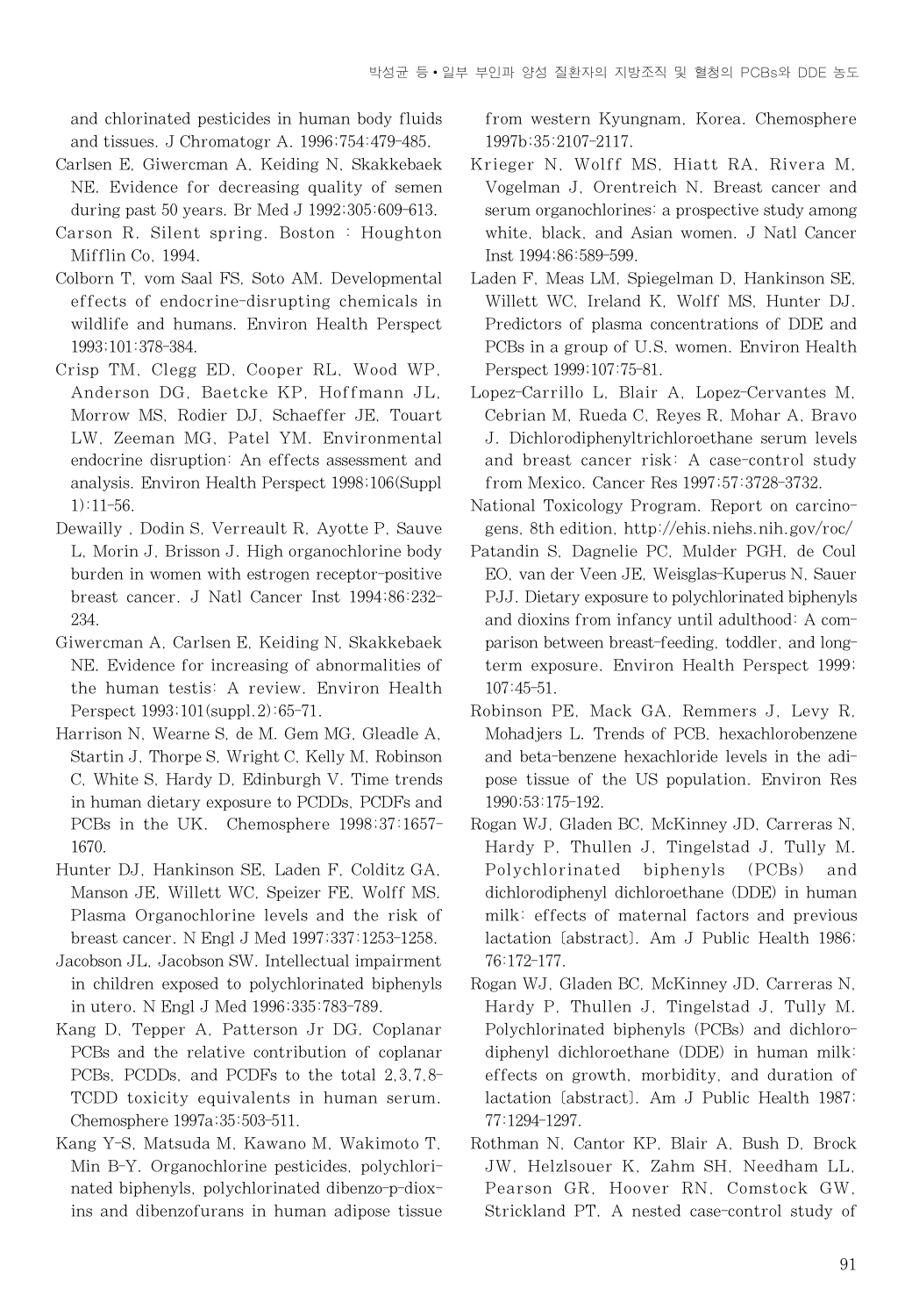and chlorinated pesticides in human body fluids and tissues. J Chromatogr A. 1996;754:479-485.

Carlsen E, Giwercman A, Keiding N, Skakkebaek NE. Evidence for decreasing quality of semen during past 50 years. Br Med J 1992;305:609-613.

Carson R. Silent spring. Boston : Houghton Mifflin Co, 1994.

Colborn T, vom Saal FS, Soto AM. Developmental effects of endocrine-disrupting chemicals in wildlife and humans. Environ Health Perspect 1993;101:378-384.

Crisp TM, Clegg ED, Cooper RL, Wood WP, Anderson DG, Baetcke KP, Hoffmann JL, Morrow MS, Rodier DJ, Schaeffer JE, Touart LW, Zeeman MG, Patel YM. Environmental endocrine disruption: An effects assessment and analysis. Environ Health Perspect 1998;106(Suppl 1):11-56.

Dewailly , Dodin S, Verreault R, Ayotte P, Sauve L, Morin J, Brisson J. High organochlorine body burden in women with estrogen receptor-positive breast cancer. J Natl Cancer Inst 1994;86:232-234.

Giwercman A, Carlsen E, Keiding N, Skakkebaek NE. Evidence for increasing of abnormalities of the human testis: A review. Environ Health Perspect 1993;101(suppl.2):65-71.

Harrison N, Wearne S, de M. Gem MG, Gleadle A, Startin J, Thorpe S, Wright C, Kelly M, Robinson C, White S, Hardy D, Edinburgh V. Time trends in human dietary exposure to PCDDs, PCDFs and PCBs in the UK. Chemosphere 1998;37:1657-1670.

Hunter DJ, Hankinson SE, Laden F, Colditz GA, Manson JE, Willett WC, Speizer FE, Wolff MS. Plasma Organochlorine levels and the risk of breast cancer. N Engl J Med 1997;337:1253-1258.

Jacobson JL, Jacobson SW. Intellectual impairment in children exposed to polychlorinated biphenyls in utero. N Engl J Med 1996;335:783-789.

Kang D, Tepper A, Patterson Jr DG. Coplanar PCBs and the relative contribution of coplanar PCBs, PCDDs, and PCDFs to the total 2,3,7,8-TCDD toxicity equivalents in human serum. Chemosphere 1997a;35:503-511.

Kang Y-S, Matsuda M, Kawano M, Wakimoto T, Min B-Y. Organochlorine pesticides, polychlorinated biphenyls, polychlorinated dibenzo-p-dioxins and dibenzofurans in human adipose tissue from western Kyungnam, Korea. Chemosphere 1997b;35:2107-2117.

Krieger N, Wolff MS, Hiatt RA, Rivera M, Vogelman J, Orentreich N. Breast cancer and serum organochlorines: a prospective study among white, black, and Asian women. J Natl Cancer Inst 1994;86:589-599.

Laden F, Meas LM, Spiegelman D, Hankinson SE, Willett WC, Ireland K, Wolff MS, Hunter DJ. Predictors of plasma concentrations of DDE and PCBs in a group of U.S. women. Environ Health Perspect 1999;107:75-81.

Lopez-Carrillo L, Blair A, Lopez-Cervantes M, Cebrian M, Rueda C, Reyes R, Mohar A, Bravo J. Dichlorodiphenyltrichloroethane serum levels and breast cancer risk: A case-control study from Mexico. Cancer Res 1997;57:3728-3732.

National Toxicology Program. Report on carcinogens, 8th edition, http://ehis.niehs.nih.gov/roc/

Patandin S, Dagnelie PC, Mulder PGH, de Coul EO, van der Veen JE, Weisglas-Kuperus N, Sauer PJJ. Dietary exposure to polychlorinated biphenyls and dioxins from infancy until adulthood: A comparison between breast-feeding, toddler, and long-term exposure. Environ Health Perspect 1999;107:45-51.

Robinson PE, Mack GA, Remmers J, Levy R, Mohadjers L. Trends of PCB, hexachlorobenzene and beta-benzene hexachloride levels in the adipose tissue of the US population. Environ Res 1990;53:175-192.

Rogan WJ, Gladen BC, McKinney JD, Carreras N, Hardy P, Thullen J, Tingelstad J, Tully M. Polychlorinated biphenyls (PCBs) and dichlorodiphenyl dichloroethane (DDE) in human milk: effects of maternal factors and previous lactation [abstract]. Am J Public Health 1986;76:172-177.

Rogan WJ, Gladen BC, McKinney JD, Carreras N, Hardy P, Thullen J, Tingelstad J, Tully M. Polychlorinated biphenyls (PCBs) and dichlorodiphenyl dichloroethane (DDE) in human milk: effects on growth, morbidity, and duration of lactation [abstract]. Am J Public Health 1987;77:1294-1297.

Rothman N, Cantor KP, Blair A, Bush D, Brock JW, Helzlsouer K, Zahm SH, Needham LL, Pearson GR, Hoover RN, Comstock GW, Strickland PT. A nested case-control study of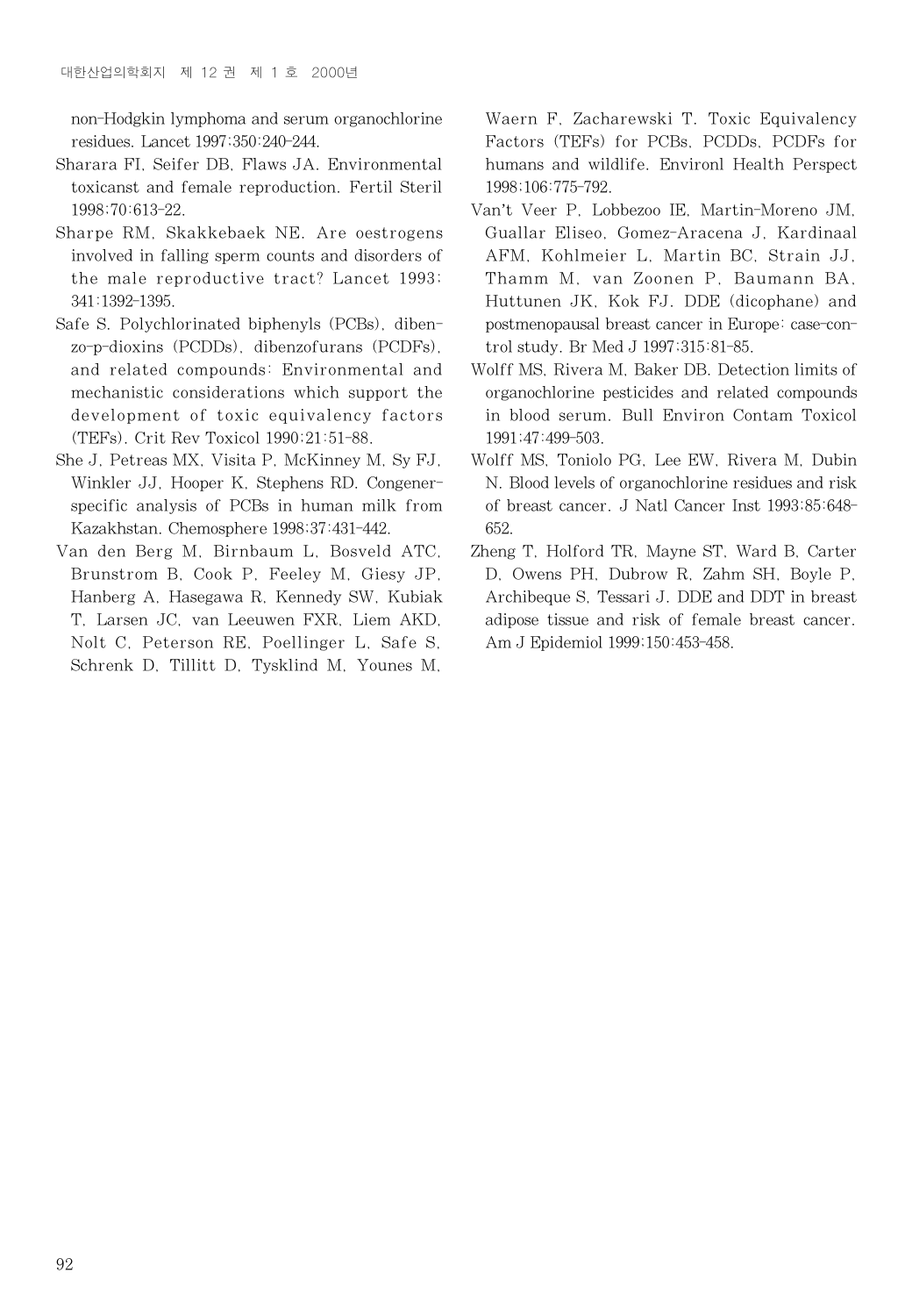non-Hodgkin lymphoma and serum organochlorine residues. Lancet 1997;350:240-244.

Sharara FI, Seifer DB, Flaws JA. Environmental toxicanst and female reproduction. Fertil Steril 1998;70:613-22.

Sharpe RM, Skakkebaek NE. Are oestrogens involved in falling sperm counts and disorders of the male reproductive tract? Lancet 1993; 341:1392-1395.

Safe S. Polychlorinated biphenyls (PCBs), dibenzo-p-dioxins (PCDDs), dibenzofurans (PCDFs), and related compounds: Environmental and mechanistic considerations which support the development of toxic equivalency factors (TEFs). Crit Rev Toxicol 1990;21:51-88.

She J, Petreas MX, Visita P, McKinney M, Sy FJ, Winkler JJ, Hooper K, Stephens RD. Congener-specific analysis of PCBs in human milk from Kazakhstan. Chemosphere 1998;37:431-442.

Van den Berg M, Birnbaum L, Bosveld ATC, Brunstrom B, Cook P, Feeley M, Giesy JP, Hanberg A, Hasegawa R, Kennedy SW, Kubiak T, Larsen JC, van Leeuwen FXR, Liem AKD, Nolt C, Peterson RE, Poellinger L, Safe S, Schrenk D, Tillitt D, Tysklind M, Younes M, Waern F, Zacharewski T. Toxic Equivalency Factors (TEFs) for PCBs, PCDDs, PCDFs for humans and wildlife. Environl Health Perspect 1998;106:775-792.

Van't Veer P, Lobbezoo IE, Martin-Moreno JM, Guallar Eliseo, Gomez-Aracena J, Kardinaal AFM, Kohlmeier L, Martin BC, Strain JJ, Thamm M, van Zoonen P, Baumann BA, Huttunen JK, Kok FJ. DDE (dicophane) and postmenopausal breast cancer in Europe: case-control study. Br Med J 1997;315:81-85.

Wolff MS, Rivera M, Baker DB. Detection limits of organochlorine pesticides and related compounds in blood serum. Bull Environ Contam Toxicol 1991;47:499-503.

Wolff MS, Toniolo PG, Lee EW, Rivera M, Dubin N. Blood levels of organochlorine residues and risk of breast cancer. J Natl Cancer Inst 1993;85:648-652.

Zheng T, Holford TR, Mayne ST, Ward B, Carter D, Owens PH, Dubrow R, Zahm SH, Boyle P, Archibeque S, Tessari J. DDE and DDT in breast adipose tissue and risk of female breast cancer. Am J Epidemiol 1999;150:453-458.